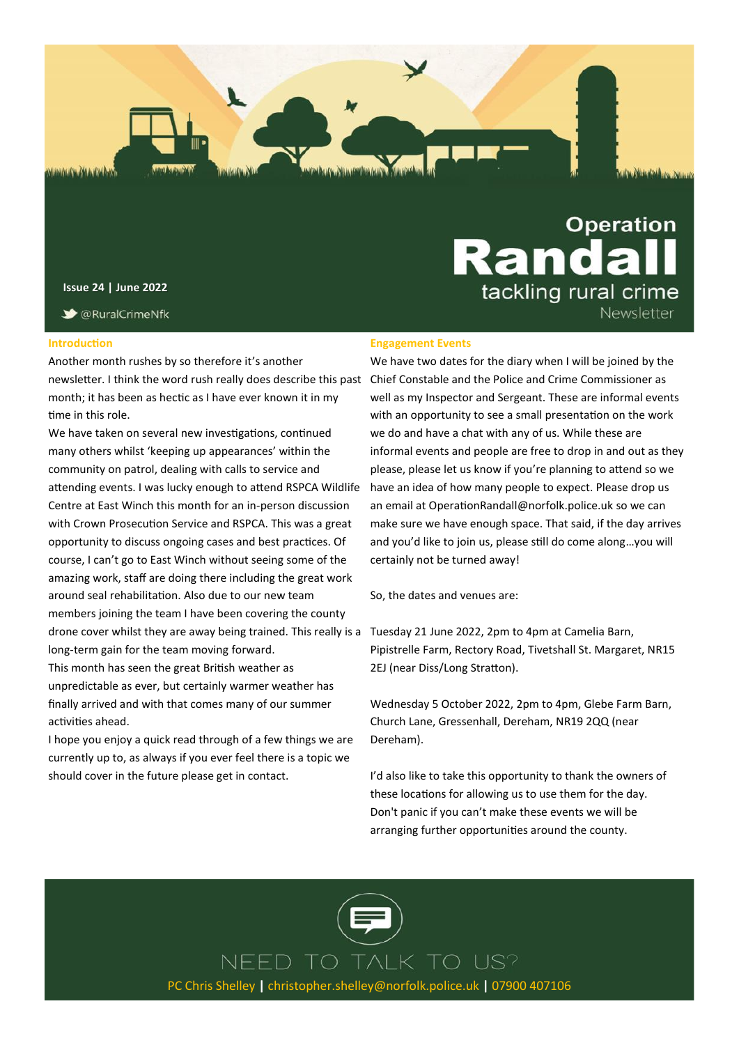# Operation Randall

tackling rural crime

Newsletter

**Issue 24 | June 2022**

@RuralCrimeNfk

## Introduction

Another month rushes by so therefore it's another newsletter. I think the word rush really does describe this past month; it has been as hectic as I have ever known it in my time in this role.

We have taken on several new investigations, continued many others whilst 'keeping up appearances' within the community on patrol, dealing with calls to service and attending events. I was lucky enough to attend RSPCA Wildlife Centre at East Winch this month for an in-person discussion with Crown Prosecution Service and RSPCA. This was a great opportunity to discuss ongoing cases and best practices. Of course, I can't go to East Winch without seeing some of the amazing work, staff are doing there including the great work around seal rehabilitation. Also due to our new team members joining the team I have been covering the county drone cover whilst they are away being trained. This really is a long-term gain for the team moving forward.

This month has seen the great British weather as unpredictable as ever, but certainly warmer weather has finally arrived and with that comes many of our summer activities ahead.

I hope you enjoy a quick read through of a few things we are currently up to, as always if you ever feel there is a topic we should cover in the future please get in contact.

## Engagement Events

We have two dates for the diary when I will be joined by the Chief Constable and the Police and Crime Commissioner as well as my Inspector and Sergeant. These are informal events with an opportunity to see a small presentation on the work we do and have a chat with any of us. While these are informal events and people are free to drop in and out as they please, please let us know if you're planning to attend so we have an idea of how many people to expect. Please drop us an email at OperationRandall@norfolk.police.uk so we can make sure we have enough space. That said, if the day arrives and you'd like to join us, please still do come along…you will certainly not be turned away!

So, the dates and venues are:

Tuesday 21 June 2022, 2pm to 4pm at Camelia Barn, Pipistrelle Farm, Rectory Road, Tivetshall St. Margaret, NR15 2EJ (near Diss/Long Stratton).

Wednesday 5 October 2022, 2pm to 4pm, Glebe Farm Barn, Church Lane, Gressenhall, Dereham, NR19 2QQ (near Dereham).

I'd also like to take this opportunity to thank the owners of these locations for allowing us to use them for the day. Don't panic if you can't make these events we will be arranging further opportunities around the county.

NEED TO TALK TO US?

PC Chris Shelley | christopher.shelley@norfolk.police.uk | 07900 407106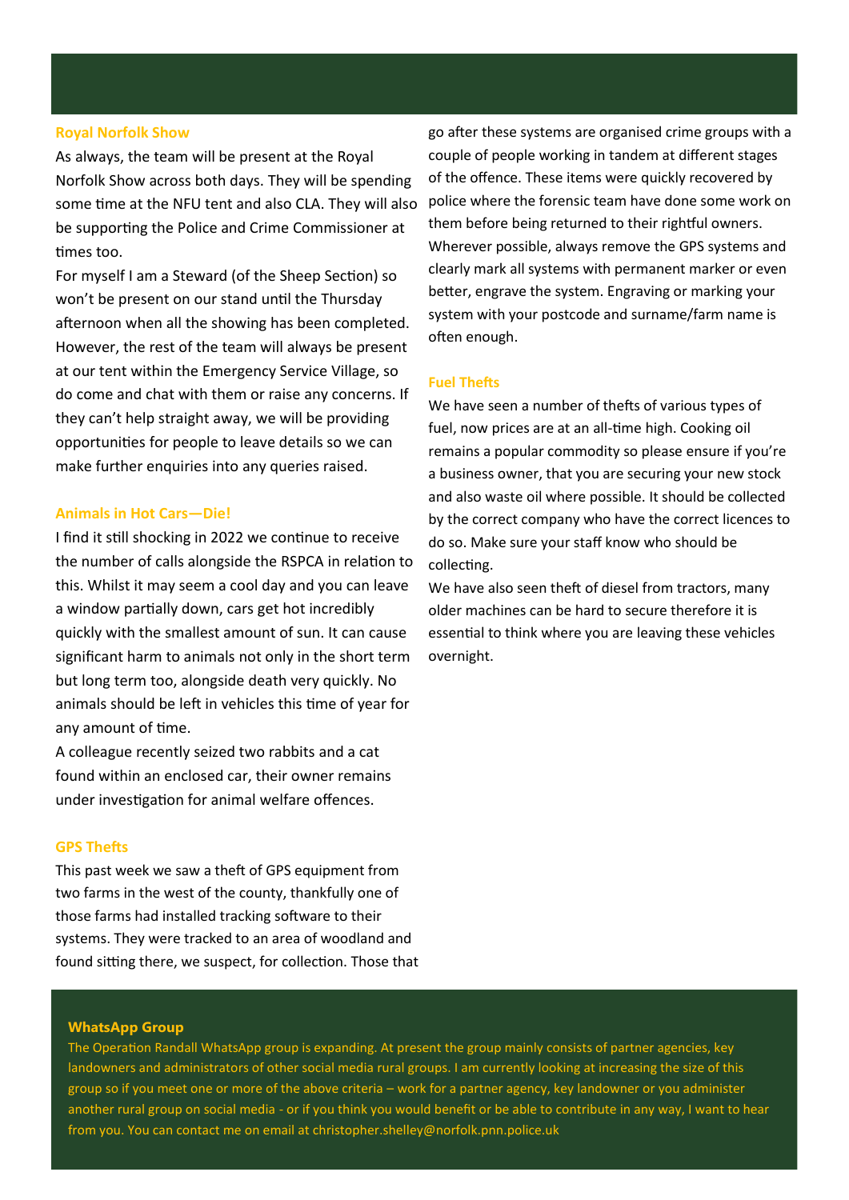## Royal Norfolk Show

As always, the team will be present at the Royal Norfolk Show across both days. They will be spending some time at the NFU tent and also CLA. They will also be supporting the Police and Crime Commissioner at times too.

For myself I am a Steward (of the Sheep Section) so won't be present on our stand until the Thursday afternoon when all the showing has been completed. However, the rest of the team will always be present at our tent within the Emergency Service Village, so do come and chat with them or raise any concerns. If they can't help straight away, we will be providing opportunities for people to leave details so we can make further enquiries into any queries raised.

## Animals in Hot Cars—Die!

I find it still shocking in 2022 we continue to receive the number of calls alongside the RSPCA in relation to this. Whilst it may seem a cool day and you can leave a window partially down, cars get hot incredibly quickly with the smallest amount of sun. It can cause significant harm to animals not only in the short term but long term too, alongside death very quickly. No animals should be left in vehicles this time of year for any amount of time.

A colleague recently seized two rabbits and a cat found within an enclosed car, their owner remains under investigation for animal welfare offences.

## GPS Thefts

This past week we saw a theft of GPS equipment from two farms in the west of the county, thankfully one of those farms had installed tracking software to their systems. They were tracked to an area of woodland and found sitting there, we suspect, for collection. Those that go after these systems are organised crime groups with a couple of people working in tandem at different stages of the offence. These items were quickly recovered by police where the forensic team have done some work on them before being returned to their rightful owners. Wherever possible, always remove the GPS systems and clearly mark all systems with permanent marker or even better, engrave the system. Engraving or marking your system with your postcode and surname/farm name is often enough.

## Fuel Thefts

We have seen a number of thefts of various types of fuel, now prices are at an all-time high. Cooking oil remains a popular commodity so please ensure if you're a business owner, that you are securing your new stock and also waste oil where possible. It should be collected by the correct company who have the correct licences to do so. Make sure your staff know who should be collecting.

We have also seen theft of diesel from tractors, many older machines can be hard to secure therefore it is essential to think where you are leaving these vehicles overnight.

## WhatsApp Group

The Operation Randall WhatsApp group is expanding. At present the group mainly consists of partner agencies, key landowners and administrators of other social media rural groups. I am currently looking at increasing the size of this group so if you meet one or more of the above criteria – work for a partner agency, key landowner or you administer another rural group on social media - or if you think you would benefit or be able to contribute in any way, I want to hear from you. You can contact me on email at christopher.shelley@norfolk.pnn.police.uk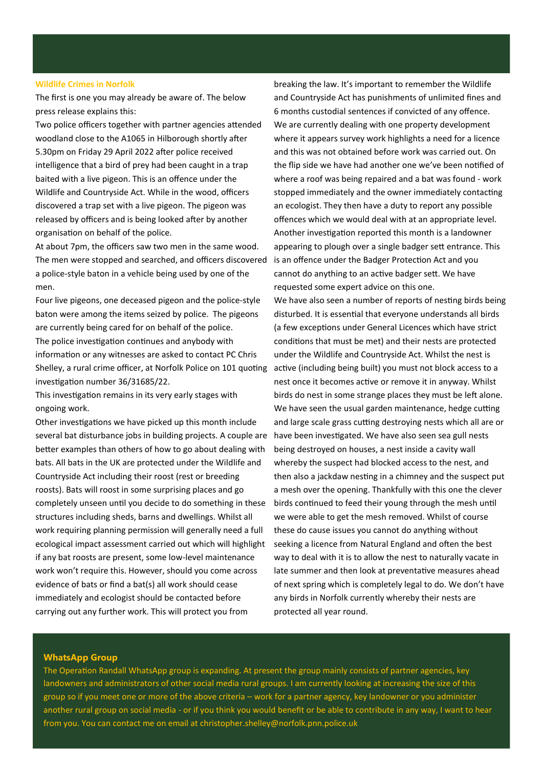### Wildlife Crimes in Norfolk

The first is one you may already be aware of. The below press release explains this:

Two police officers together with partner agencies attended woodland close to the A1065 in Hilborough shortly after 5.30pm on Friday 29 April 2022 after police received intelligence that a bird of prey had been caught in a trap baited with a live pigeon. This is an offence under the Wildlife and Countryside Act. While in the wood, officers discovered a trap set with a live pigeon. The pigeon was released by officers and is being looked after by another organisation on behalf of the police.

At about 7pm, the officers saw two men in the same wood. The men were stopped and searched, and officers discovered a police-style baton in a vehicle being used by one of the men.

Four live pigeons, one deceased pigeon and the police-style baton were among the items seized by police. The pigeons are currently being cared for on behalf of the police.

The police investigation continues and anybody with information or any witnesses are asked to contact PC Chris Shelley, a rural crime officer, at Norfolk Police on 101 quoting investigation number 36/31685/22.

This investigation remains in its very early stages with ongoing work.

Other investigations we have picked up this month include several bat disturbance jobs in building projects. A couple are better examples than others of how to go about dealing with bats. All bats in the UK are protected under the Wildlife and Countryside Act including their roost (rest or breeding roosts). Bats will roost in some surprising places and go completely unseen until you decide to do something in these structures including sheds, barns and dwellings. Whilst all work requiring planning permission will generally need a full ecological impact assessment carried out which will highlight if any bat roosts are present, some low-level maintenance work won't require this. However, should you come across evidence of bats or find a bat(s) all work should cease immediately and ecologist should be contacted before carrying out any further work. This will protect you from breaking the law. It's important to remember the Wildlife and Countryside Act has punishments of unlimited fines and 6 months custodial sentences if convicted of any offence. We are currently dealing with one property development where it appears survey work highlights a need for a licence and this was not obtained before work was carried out. On the flip side we have had another one we've been notified of where a roof was being repaired and a bat was found - work stopped immediately and the owner immediately contacting an ecologist. They then have a duty to report any possible offences which we would deal with at an appropriate level.

Another investigation reported this month is a landowner appearing to plough over a single badger sett entrance. This is an offence under the Badger Protection Act and you cannot do anything to an active badger sett. We have requested some expert advice on this one.

We have also seen a number of reports of nesting birds being disturbed. It is essential that everyone understands all birds (a few exceptions under General Licences which have strict conditions that must be met) and their nests are protected under the Wildlife and Countryside Act. Whilst the nest is active (including being built) you must not block access to a nest once it becomes active or remove it in anyway. Whilst birds do nest in some strange places they must be left alone. We have seen the usual garden maintenance, hedge cutting and large scale grass cutting destroying nests which all are or have been investigated. We have also seen sea gull nests being destroyed on houses, a nest inside a cavity wall whereby the suspect had blocked access to the nest, and then also a jackdaw nesting in a chimney and the suspect put a mesh over the opening. Thankfully with this one the clever birds continued to feed their young through the mesh until we were able to get the mesh removed. Whilst of course these do cause issues you cannot do anything without seeking a licence from Natural England and often the best way to deal with it is to allow the nest to naturally vacate in late summer and then look at preventative measures ahead of next spring which is completely legal to do. We don't have any birds in Norfolk currently whereby their nests are protected all year round.

### WhatsApp Group

The Operation Randall WhatsApp group is expanding. At present the group mainly consists of partner agencies, key landowners and administrators of other social media rural groups. I am currently looking at increasing the size of this group so if you meet one or more of the above criteria – work for a partner agency, key landowner or you administer another rural group on social media - or if you think you would benefit or be able to contribute in any way, I want to hear from you. You can contact me on email at christopher.shelley@norfolk.pnn.police.uk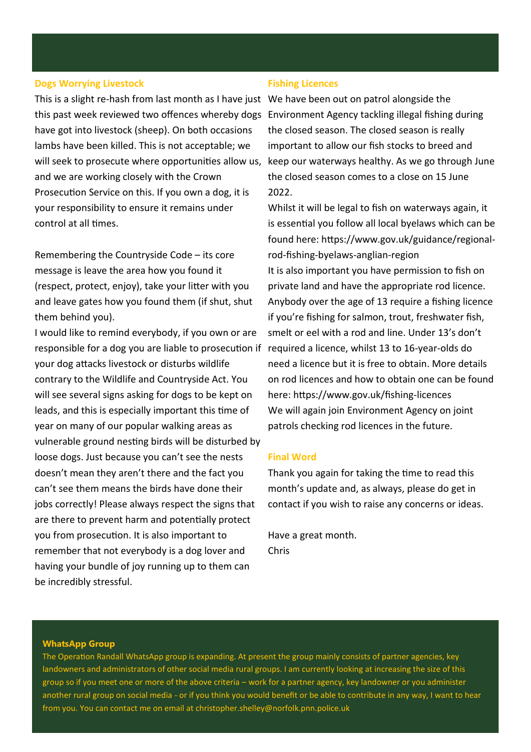## Dogs Worrying Livestock

This is a slight re-hash from last month as I have just this past week reviewed two offences whereby dogs have got into livestock (sheep). On both occasions lambs have been killed. This is not acceptable; we will seek to prosecute where opportunities allow us, and we are working closely with the Crown Prosecution Service on this. If you own a dog, it is your responsibility to ensure it remains under control at all times.

Remembering the Countryside Code – its core message is leave the area how you found it (respect, protect, enjoy), take your litter with you and leave gates how you found them (if shut, shut them behind you).

I would like to remind everybody, if you own or are responsible for a dog you are liable to prosecution if your dog attacks livestock or disturbs wildlife contrary to the Wildlife and Countryside Act. You will see several signs asking for dogs to be kept on leads, and this is especially important this time of year on many of our popular walking areas as vulnerable ground nesting birds will be disturbed by loose dogs. Just because you can't see the nests doesn't mean they aren't there and the fact you can't see them means the birds have done their jobs correctly! Please always respect the signs that are there to prevent harm and potentially protect you from prosecution. It is also important to remember that not everybody is a dog lover and having your bundle of joy running up to them can be incredibly stressful.

## Fishing Licences

We have been out on patrol alongside the Environment Agency tackling illegal fishing during the closed season. The closed season is really important to allow our fish stocks to breed and keep our waterways healthy. As we go through June the closed season comes to a close on 15 June 2022.

Whilst it will be legal to fish on waterways again, it is essential you follow all local byelaws which can be found here: https://www.gov.uk/guidance/regional-rod-fishing-byelaws-anglian-region

It is also important you have permission to fish on private land and have the appropriate rod licence. Anybody over the age of 13 require a fishing licence if you're fishing for salmon, trout, freshwater fish, smelt or eel with a rod and line. Under 13's don't required a licence, whilst 13 to 16-year-olds do need a licence but it is free to obtain. More details on rod licences and how to obtain one can be found here: https://www.gov.uk/fishing-licences

We will again join Environment Agency on joint patrols checking rod licences in the future.

## Final Word

Thank you again for taking the time to read this month's update and, as always, please do get in contact if you wish to raise any concerns or ideas.

Have a great month.

Chris

## WhatsApp Group

The Operation Randall WhatsApp group is expanding. At present the group mainly consists of partner agencies, key landowners and administrators of other social media rural groups. I am currently looking at increasing the size of this group so if you meet one or more of the above criteria – work for a partner agency, key landowner or you administer another rural group on social media - or if you think you would benefit or be able to contribute in any way, I want to hear from you. You can contact me on email at christopher.shelley@norfolk.pnn.police.uk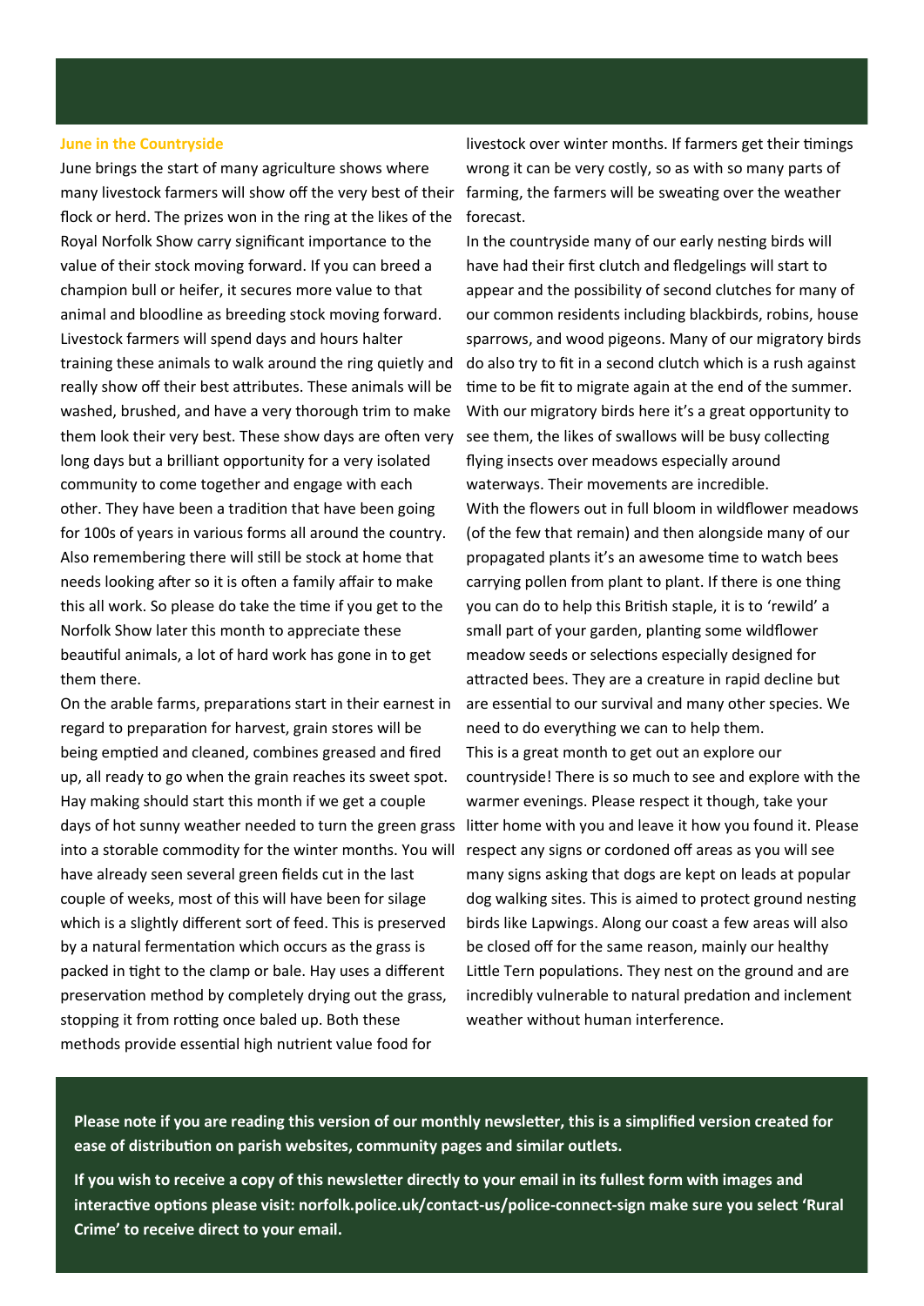## June in the Countryside

June brings the start of many agriculture shows where many livestock farmers will show off the very best of their flock or herd. The prizes won in the ring at the likes of the Royal Norfolk Show carry significant importance to the value of their stock moving forward. If you can breed a champion bull or heifer, it secures more value to that animal and bloodline as breeding stock moving forward. Livestock farmers will spend days and hours halter training these animals to walk around the ring quietly and really show off their best attributes. These animals will be washed, brushed, and have a very thorough trim to make them look their very best. These show days are often very long days but a brilliant opportunity for a very isolated community to come together and engage with each other. They have been a tradition that have been going for 100s of years in various forms all around the country. Also remembering there will still be stock at home that needs looking after so it is often a family affair to make this all work. So please do take the time if you get to the Norfolk Show later this month to appreciate these beautiful animals, a lot of hard work has gone in to get them there.

On the arable farms, preparations start in their earnest in regard to preparation for harvest, grain stores will be being emptied and cleaned, combines greased and fired up, all ready to go when the grain reaches its sweet spot. Hay making should start this month if we get a couple days of hot sunny weather needed to turn the green grass into a storable commodity for the winter months. You will have already seen several green fields cut in the last couple of weeks, most of this will have been for silage which is a slightly different sort of feed. This is preserved by a natural fermentation which occurs as the grass is packed in tight to the clamp or bale. Hay uses a different preservation method by completely drying out the grass, stopping it from rotting once baled up. Both these methods provide essential high nutrient value food for livestock over winter months. If farmers get their timings wrong it can be very costly, so as with so many parts of farming, the farmers will be sweating over the weather forecast.

In the countryside many of our early nesting birds will have had their first clutch and fledgelings will start to appear and the possibility of second clutches for many of our common residents including blackbirds, robins, house sparrows, and wood pigeons. Many of our migratory birds do also try to fit in a second clutch which is a rush against time to be fit to migrate again at the end of the summer. With our migratory birds here it's a great opportunity to see them, the likes of swallows will be busy collecting flying insects over meadows especially around waterways. Their movements are incredible.

With the flowers out in full bloom in wildflower meadows (of the few that remain) and then alongside many of our propagated plants it's an awesome time to watch bees carrying pollen from plant to plant. If there is one thing you can do to help this British staple, it is to 'rewild' a small part of your garden, planting some wildflower meadow seeds or selections especially designed for attracted bees. They are a creature in rapid decline but are essential to our survival and many other species. We need to do everything we can to help them.

This is a great month to get out an explore our countryside! There is so much to see and explore with the warmer evenings. Please respect it though, take your litter home with you and leave it how you found it. Please respect any signs or cordoned off areas as you will see many signs asking that dogs are kept on leads at popular dog walking sites. This is aimed to protect ground nesting birds like Lapwings. Along our coast a few areas will also be closed off for the same reason, mainly our healthy Little Tern populations. They nest on the ground and are incredibly vulnerable to natural predation and inclement weather without human interference.

**Please note if you are reading this version of our monthly newsletter, this is a simplified version created for ease of distribution on parish websites, community pages and similar outlets.**

**If you wish to receive a copy of this newsletter directly to your email in its fullest form with images and interactive options please visit: norfolk.police.uk/contact-us/police-connect-sign make sure you select 'Rural Crime' to receive direct to your email.**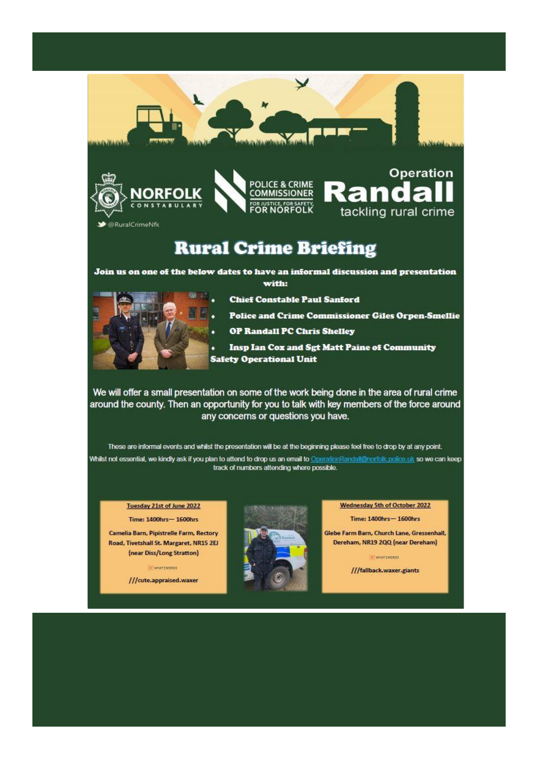Operation
# Randall
tackling rural crime

NORFOLK CONSTABULARY

POLICE & CRIME COMMISSIONER FOR JUSTICE, FOR SAFETY FOR NORFOLK

@RuralCrimeNfk

# Rural Crime Briefing

**Join us on one of the below dates to have an informal discussion and presentation with:**

- **Chief Constable Paul Sanford**
- **Police and Crime Commissioner Giles Orpen-Smellie**
- **OP Randall PC Chris Shelley**
- **Insp Ian Cox and Sgt Matt Paine of Community Safety Operational Unit**

We will offer a small presentation on some of the work being done in the area of rural crime around the county. Then an opportunity for you to talk with key members of the force around any concerns or questions you have.

These are informal events and whilst the presentation will be at the beginning please feel free to drop by at any point.

Whilst not essential, we kindly ask if you plan to attend to drop us an email to OperationRandall@norfolk.police.uk so we can keep track of numbers attending where possible.

**Tuesday 21st of June 2022**

Time: 1400hrs— 1600hrs

Camelia Barn, Pipistrelle Farm, Rectory Road, Tivetshall St. Margaret, NR15 2EJ (near Diss/Long Stratton)

WHAT3WORDS

///cute.appraised.waxer

**Wednesday 5th of October 2022**

Time: 1400hrs— 1600hrs

Glebe Farm Barn, Church Lane, Gressenhall, Dereham, NR19 2QQ (near Dereham)

WHAT3WORDS

///fallback.waxer.giants